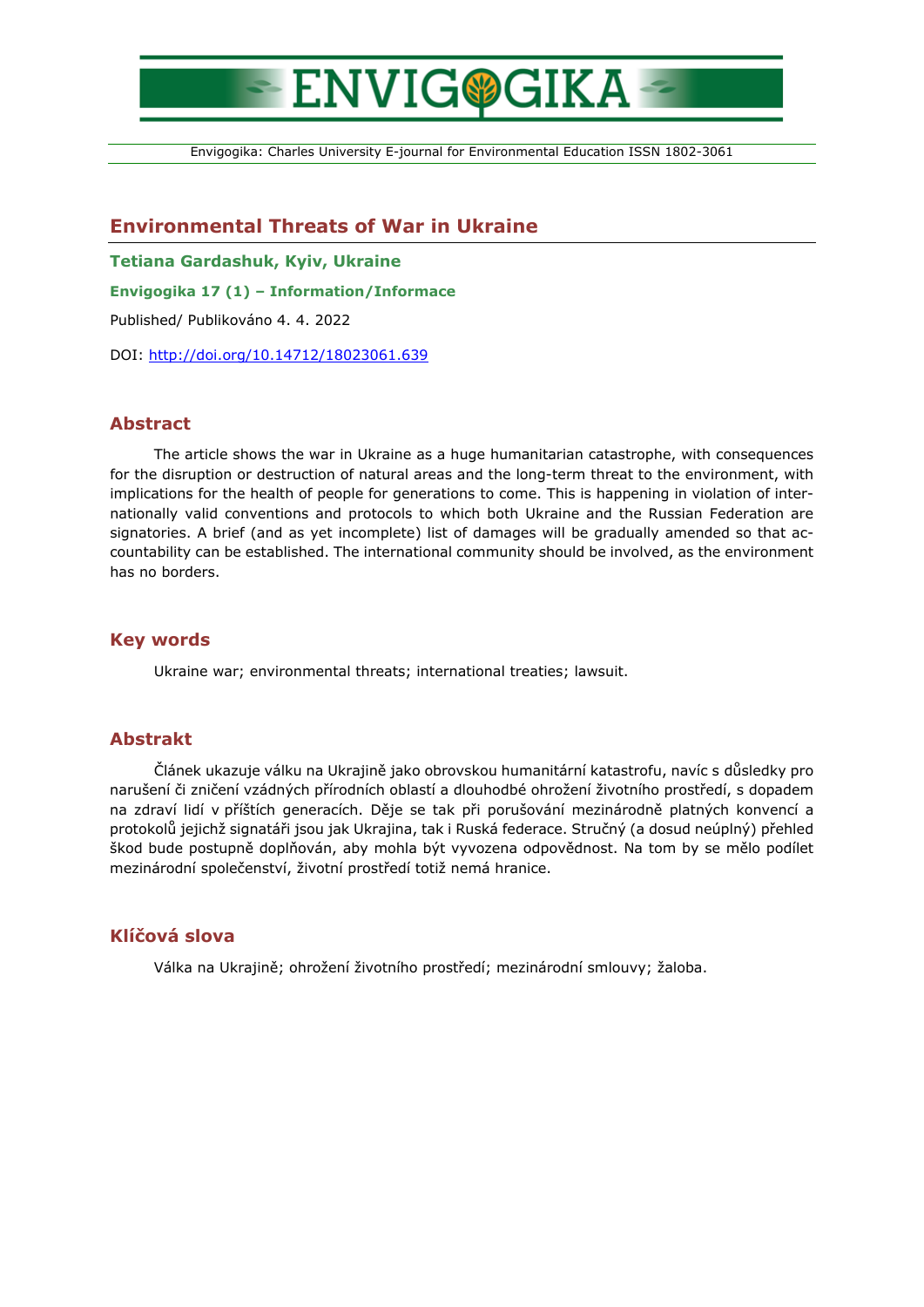# Environmental Threats of War in Ukraine

**Tetiana Gardashuk, Kyiv, Ukraine**

**Envigogika 17 (1) – Information/Informace**

Published/ Publikováno 4. 4. 2022

DOI: http://doi.org/10.14712/18023061.639

## Abstract

The article shows the war in Ukraine as a huge humanitarian catastrophe, with consequences for the disruption or destruction of natural areas and the long-term threat to the environment, with implications for the health of people for generations to come. This is happening in violation of internationally valid conventions and protocols to which both Ukraine and the Russian Federation are signatories. A brief (and as yet incomplete) list of damages will be gradually amended so that accountability can be established. The international community should be involved, as the environment has no borders.

## Key words

Ukraine war; environmental threats; international treaties; lawsuit.

## Abstrakt

Článek ukazuje válku na Ukrajině jako obrovskou humanitární katastrofu, navíc s důsledky pro narušení či zničení vzácných přírodních oblastí a dlouhodobé ohrožení životního prostředí, s dopadem na zdraví lidí v příštích generacích. Děje se tak při porušování mezinárodně platných konvencí a protokolů jejichž signatáři jsou jak Ukrajina, tak i Ruská federace. Stručný (a dosud neúplný) přehled škod bude postupně doplňován, aby mohla být vyvozena odpovědnost. Na tom by se mělo podílet mezinárodní společenství, životní prostředí totiž nemá hranice.

## Klíčová slova

Válka na Ukrajině; ohrožení životního prostředí; mezinárodní smlouvy; žaloba.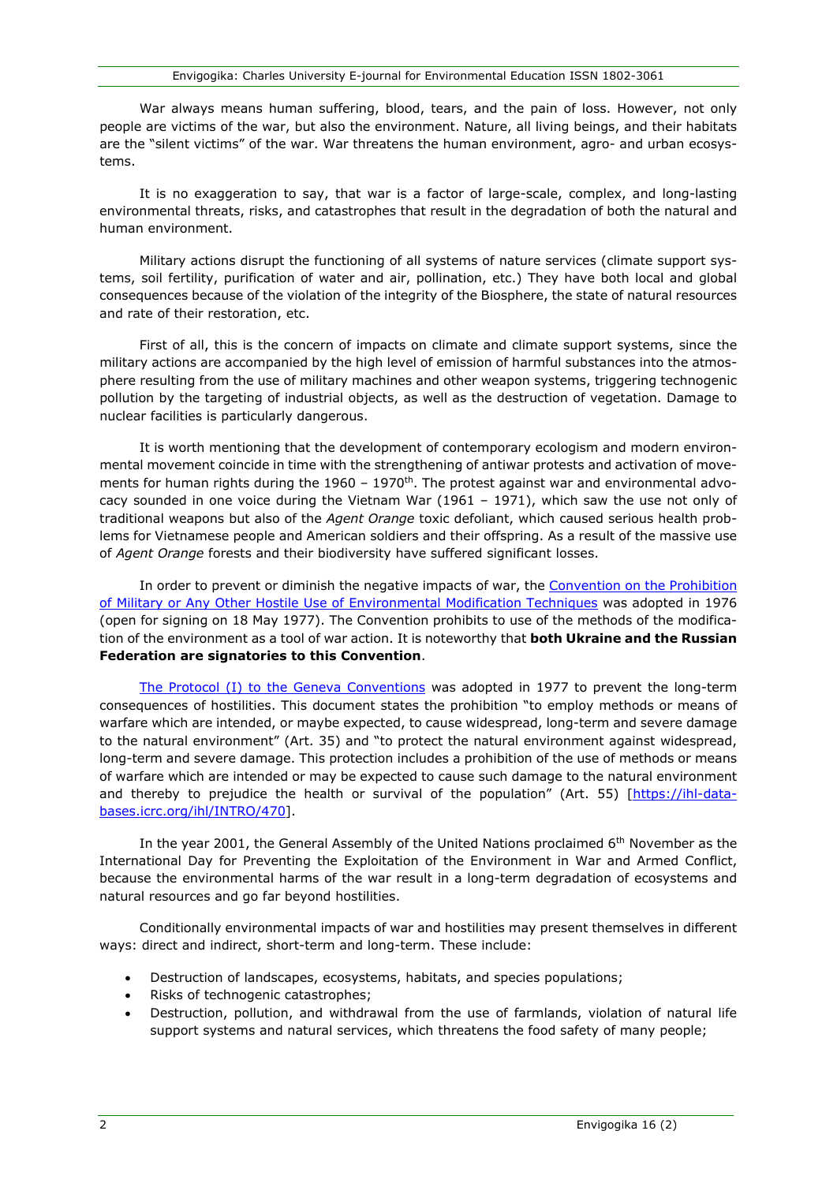War always means human suffering, blood, tears, and the pain of loss. However, not only people are victims of the war, but also the environment. Nature, all living beings, and their habitats are the "silent victims" of the war. War threatens the human environment, agro- and urban ecosystems.

It is no exaggeration to say, that war is a factor of large-scale, complex, and long-lasting environmental threats, risks, and catastrophes that result in the degradation of both the natural and human environment.

Military actions disrupt the functioning of all systems of nature services (climate support systems, soil fertility, purification of water and air, pollination, etc.) They have both local and global consequences because of the violation of the integrity of the Biosphere, the state of natural resources and rate of their restoration, etc.

First of all, this is the concern of impacts on climate and climate support systems, since the military actions are accompanied by the high level of emission of harmful substances into the atmosphere resulting from the use of military machines and other weapon systems, triggering technogenic pollution by the targeting of industrial objects, as well as the destruction of vegetation. Damage to nuclear facilities is particularly dangerous.

It is worth mentioning that the development of contemporary ecologism and modern environmental movement coincide in time with the strengthening of antiwar protests and activation of movements for human rights during the 1960 – 1970th. The protest against war and environmental advocacy sounded in one voice during the Vietnam War (1961 – 1971), which saw the use not only of traditional weapons but also of the *Agent Orange* toxic defoliant, which caused serious health problems for Vietnamese people and American soldiers and their offspring. As a result of the massive use of *Agent Orange* forests and their biodiversity have suffered significant losses.

In order to prevent or diminish the negative impacts of war, the Convention on the Prohibition of Military or Any Other Hostile Use of Environmental Modification Techniques was adopted in 1976 (open for signing on 18 May 1977). The Convention prohibits to use of the methods of the modification of the environment as a tool of war action. It is noteworthy that **both Ukraine and the Russian Federation are signatories to this Convention**.

The Protocol (I) to the Geneva Conventions was adopted in 1977 to prevent the long-term consequences of hostilities. This document states the prohibition "to employ methods or means of warfare which are intended, or maybe expected, to cause widespread, long-term and severe damage to the natural environment" (Art. 35) and "to protect the natural environment against widespread, long-term and severe damage. This protection includes a prohibition of the use of methods or means of warfare which are intended or may be expected to cause such damage to the natural environment and thereby to prejudice the health or survival of the population" (Art. 55) [https://ihl-databases.icrc.org/ihl/INTRO/470].

In the year 2001, the General Assembly of the United Nations proclaimed 6th November as the International Day for Preventing the Exploitation of the Environment in War and Armed Conflict, because the environmental harms of the war result in a long-term degradation of ecosystems and natural resources and go far beyond hostilities.

Conditionally environmental impacts of war and hostilities may present themselves in different ways: direct and indirect, short-term and long-term. These include:

- Destruction of landscapes, ecosystems, habitats, and species populations;
- Risks of technogenic catastrophes;
- Destruction, pollution, and withdrawal from the use of farmlands, violation of natural life support systems and natural services, which threatens the food safety of many people;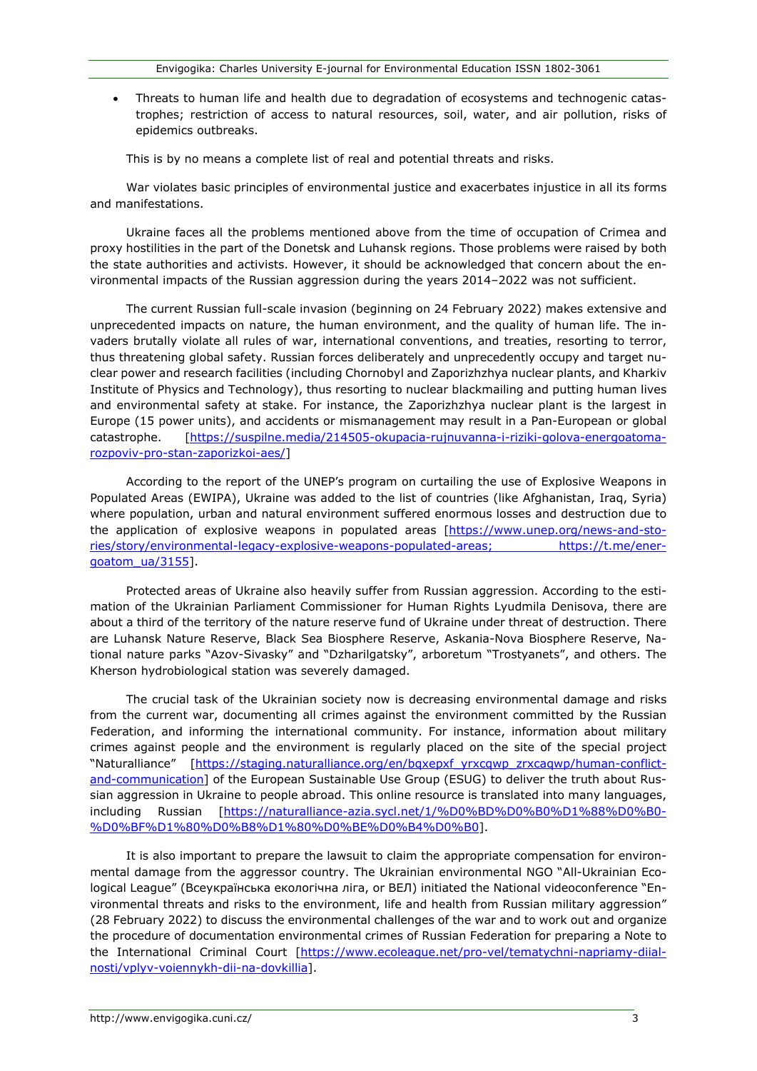- Threats to human life and health due to degradation of ecosystems and technogenic catastrophes; restriction of access to natural resources, soil, water, and air pollution, risks of epidemics outbreaks.

This is by no means a complete list of real and potential threats and risks.

War violates basic principles of environmental justice and exacerbates injustice in all its forms and manifestations.

Ukraine faces all the problems mentioned above from the time of occupation of Crimea and proxy hostilities in the part of the Donetsk and Luhansk regions. Those problems were raised by both the state authorities and activists. However, it should be acknowledged that concern about the environmental impacts of the Russian aggression during the years 2014–2022 was not sufficient.

The current Russian full-scale invasion (beginning on 24 February 2022) makes extensive and unprecedented impacts on nature, the human environment, and the quality of human life. The invaders brutally violate all rules of war, international conventions, and treaties, resorting to terror, thus threatening global safety. Russian forces deliberately and unprecedently occupy and target nuclear power and research facilities (including Chornobyl and Zaporizhzhya nuclear plants, and Kharkiv Institute of Physics and Technology), thus resorting to nuclear blackmailing and putting human lives and environmental safety at stake. For instance, the Zaporizhzhya nuclear plant is the largest in Europe (15 power units), and accidents or mismanagement may result in a Pan-European or global catastrophe. [https://suspilne.media/214505-okupacia-rujnuvanna-i-riziki-golova-energoatoma-rozpoviv-pro-stan-zaporizkoi-aes/]

According to the report of the UNEP's program on curtailing the use of Explosive Weapons in Populated Areas (EWIPA), Ukraine was added to the list of countries (like Afghanistan, Iraq, Syria) where population, urban and natural environment suffered enormous losses and destruction due to the application of explosive weapons in populated areas [https://www.unep.org/news-and-stories/story/environmental-legacy-explosive-weapons-populated-areas; https://t.me/energoatom_ua/3155].

Protected areas of Ukraine also heavily suffer from Russian aggression. According to the estimation of the Ukrainian Parliament Commissioner for Human Rights Lyudmila Denisova, there are about a third of the territory of the nature reserve fund of Ukraine under threat of destruction. There are Luhansk Nature Reserve, Black Sea Biosphere Reserve, Askania-Nova Biosphere Reserve, National nature parks "Azov-Sivasky" and "Dzharilgatsky", arboretum "Trostyanets", and others. The Kherson hydrobiological station was severely damaged.

The crucial task of the Ukrainian society now is decreasing environmental damage and risks from the current war, documenting all crimes against the environment committed by the Russian Federation, and informing the international community. For instance, information about military crimes against people and the environment is regularly placed on the site of the special project "Naturalliance" [https://staging.naturalliance.org/en/bqxepxf_yrxcqwp_zrxcaqwp/human-conflict-and-communication] of the European Sustainable Use Group (ESUG) to deliver the truth about Russian aggression in Ukraine to people abroad. This online resource is translated into many languages, including Russian [https://naturalliance-azia.sycl.net/1/%D0%BD%D0%B0%D1%88%D0%B0-%D0%BF%D1%80%D0%B8%D1%80%D0%BE%D0%B4%D0%B0].

It is also important to prepare the lawsuit to claim the appropriate compensation for environmental damage from the aggressor country. The Ukrainian environmental NGO "All-Ukrainian Ecological League" (Всеукраїнська екологічна ліга, or ВЕЛ) initiated the National videoconference "Environmental threats and risks to the environment, life and health from Russian military aggression" (28 February 2022) to discuss the environmental challenges of the war and to work out and organize the procedure of documentation environmental crimes of Russian Federation for preparing a Note to the International Criminal Court [https://www.ecoleague.net/pro-vel/tematychni-napriamy-diialnosti/vplyv-voiennykh-dii-na-dovkillia].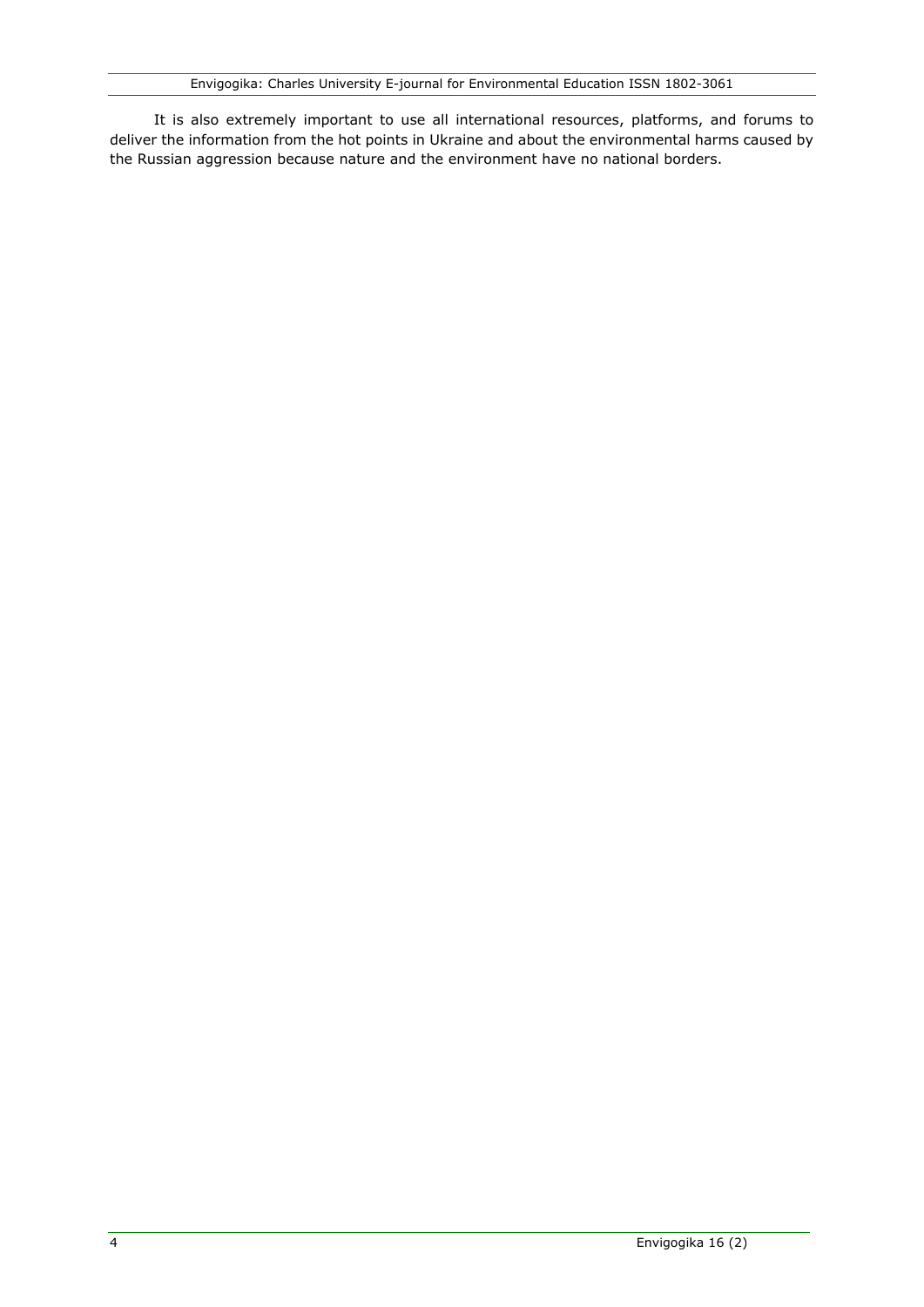It is also extremely important to use all international resources, platforms, and forums to deliver the information from the hot points in Ukraine and about the environmental harms caused by the Russian aggression because nature and the environment have no national borders.